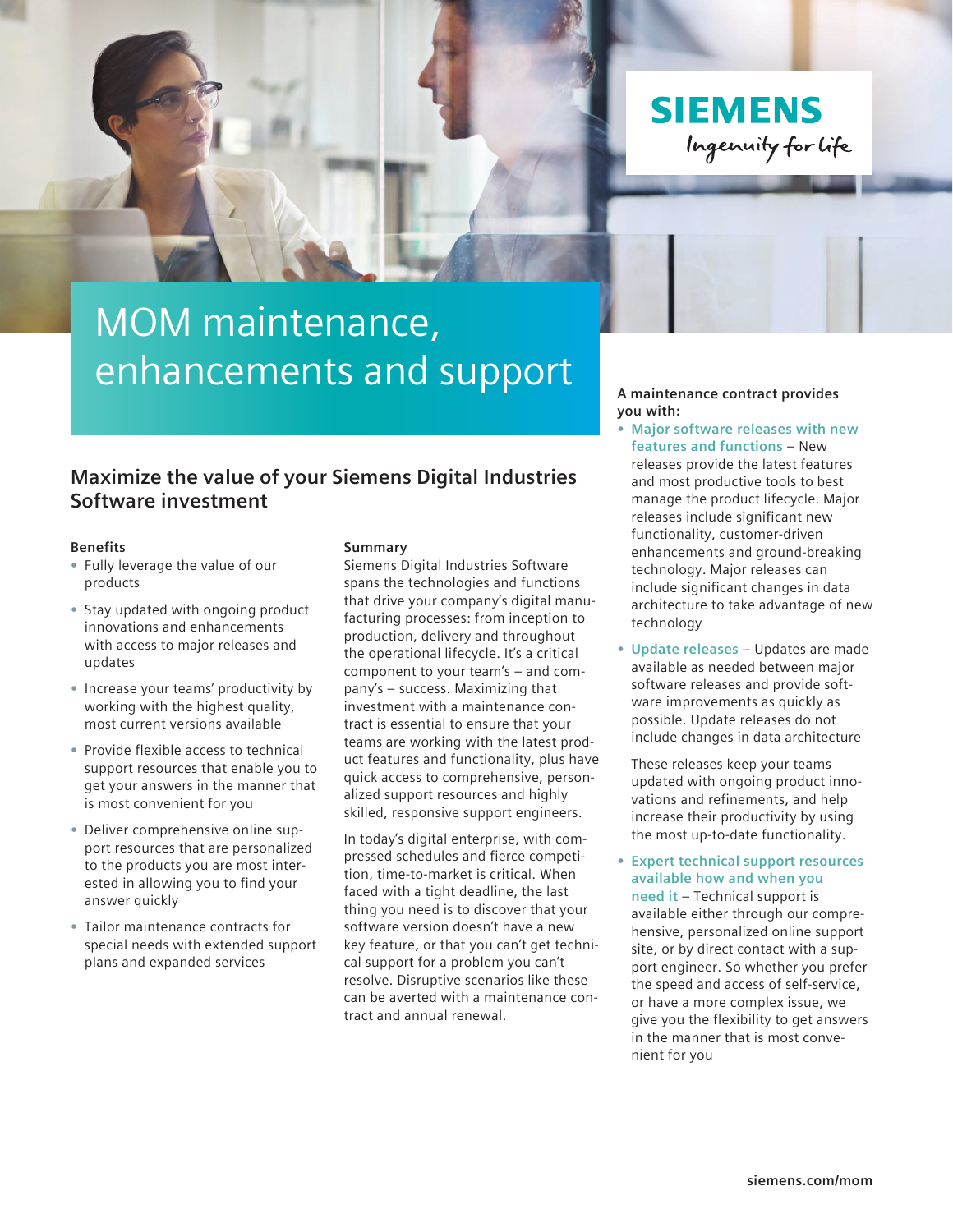SIEMENS

Ingenuity for life

# MOM maintenance, enhancements and support

## Maximize the value of your Siemens Digital Industries Software investment

### Benefits

- Fully leverage the value of our products
- Stay updated with ongoing product innovations and enhancements with access to major releases and updates
- Increase your teams' productivity by working with the highest quality, most current versions available
- Provide flexible access to technical support resources that enable you to get your answers in the manner that is most convenient for you
- Deliver comprehensive online support resources that are personalized to the products you are most interested in allowing you to find your answer quickly
- Tailor maintenance contracts for special needs with extended support plans and expanded services

### Summary

Siemens Digital Industries Software spans the technologies and functions that drive your company's digital manufacturing processes: from inception to production, delivery and throughout the operational lifecycle. It's a critical component to your team's – and company's – success. Maximizing that investment with a maintenance contract is essential to ensure that your teams are working with the latest product features and functionality, plus have quick access to comprehensive, personalized support resources and highly skilled, responsive support engineers.

In today's digital enterprise, with compressed schedules and fierce competition, time-to-market is critical. When faced with a tight deadline, the last thing you need is to discover that your software version doesn't have a new key feature, or that you can't get technical support for a problem you can't resolve. Disruptive scenarios like these can be averted with a maintenance contract and annual renewal.

**A maintenance contract provides you with:**

- **Major software releases with new features and functions** – New releases provide the latest features and most productive tools to best manage the product lifecycle. Major releases include significant new functionality, customer-driven enhancements and ground-breaking technology. Major releases can include significant changes in data architecture to take advantage of new technology
- **Update releases** – Updates are made available as needed between major software releases and provide software improvements as quickly as possible. Update releases do not include changes in data architecture

  These releases keep your teams updated with ongoing product innovations and refinements, and help increase their productivity by using the most up-to-date functionality.

- **Expert technical support resources available how and when you need it** – Technical support is available either through our comprehensive, personalized online support site, or by direct contact with a support engineer. So whether you prefer the speed and access of self-service, or have a more complex issue, we give you the flexibility to get answers in the manner that is most convenient for you

siemens.com/mom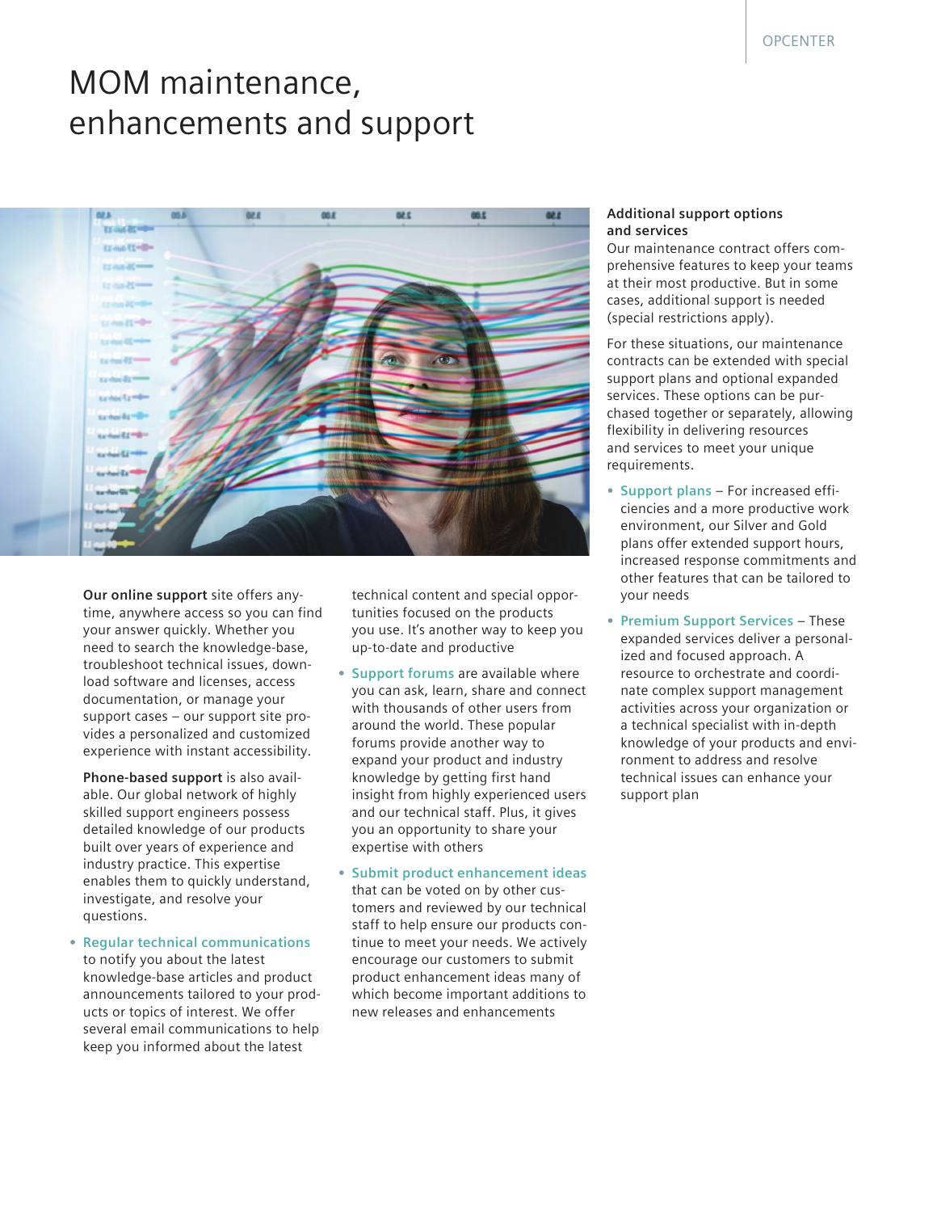# MOM maintenance, enhancements and support

**Our online support** site offers anytime, anywhere access so you can find your answer quickly. Whether you need to search the knowledge-base, troubleshoot technical issues, download software and licenses, access documentation, or manage your support cases – our support site provides a personalized and customized experience with instant accessibility.

**Phone-based support** is also available. Our global network of highly skilled support engineers possess detailed knowledge of our products built over years of experience and industry practice. This expertise enables them to quickly understand, investigate, and resolve your questions.

- **Regular technical communications** to notify you about the latest knowledge-base articles and product announcements tailored to your products or topics of interest. We offer several email communications to help keep you informed about the latest technical content and special opportunities focused on the products you use. It's another way to keep you up-to-date and productive
- **Support forums** are available where you can ask, learn, share and connect with thousands of other users from around the world. These popular forums provide another way to expand your product and industry knowledge by getting first hand insight from highly experienced users and our technical staff. Plus, it gives you an opportunity to share your expertise with others
- **Submit product enhancement ideas** that can be voted on by other customers and reviewed by our technical staff to help ensure our products continue to meet your needs. We actively encourage our customers to submit product enhancement ideas many of which become important additions to new releases and enhancements

### Additional support options and services

Our maintenance contract offers comprehensive features to keep your teams at their most productive. But in some cases, additional support is needed (special restrictions apply).

For these situations, our maintenance contracts can be extended with special support plans and optional expanded services. These options can be purchased together or separately, allowing flexibility in delivering resources and services to meet your unique requirements.

- **Support plans** – For increased efficiencies and a more productive work environment, our Silver and Gold plans offer extended support hours, increased response commitments and other features that can be tailored to your needs
- **Premium Support Services** – These expanded services deliver a personalized and focused approach. A resource to orchestrate and coordinate complex support management activities across your organization or a technical specialist with in-depth knowledge of your products and environment to address and resolve technical issues can enhance your support plan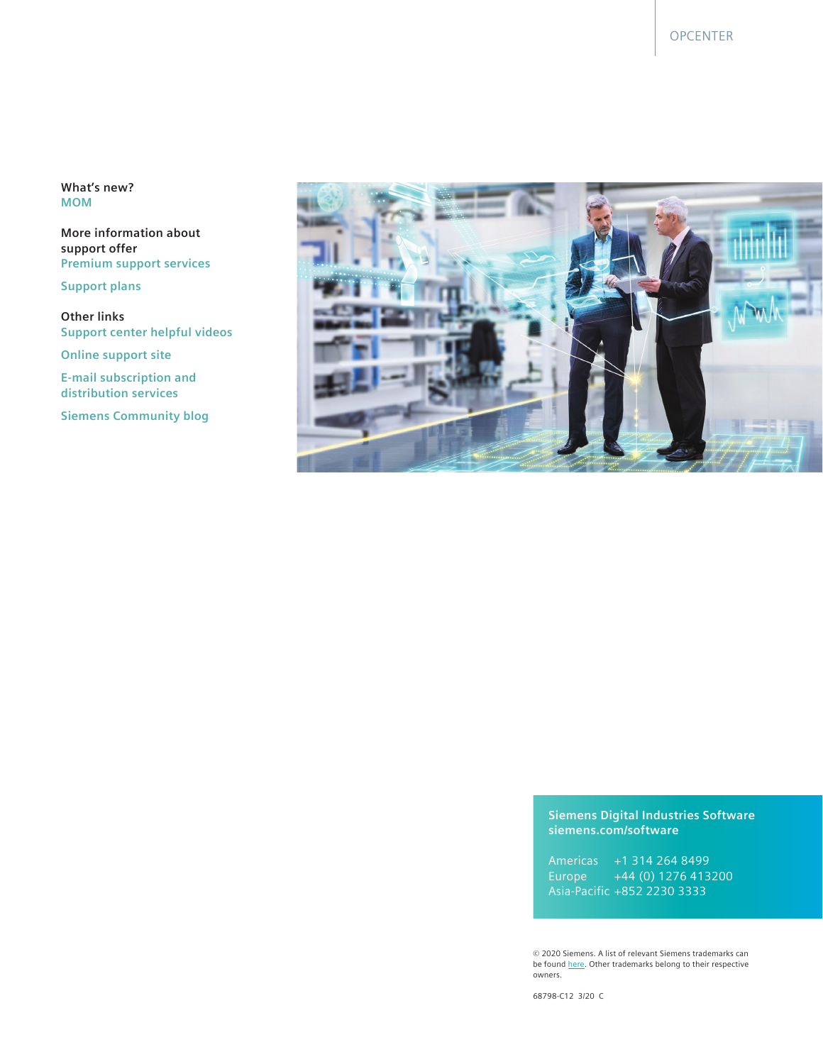**What's new?**
MOM

**More information about support offer**
Premium support services

Support plans

**Other links**
Support center helpful videos

Online support site

E-mail subscription and distribution services

Siemens Community blog

**Siemens Digital Industries Software**
**siemens.com/software**

Americas +1 314 264 8499
Europe +44 (0) 1276 413200
Asia-Pacific +852 2230 3333

© 2020 Siemens. A list of relevant Siemens trademarks can be found here. Other trademarks belong to their respective owners.

68798-C12 3/20 C